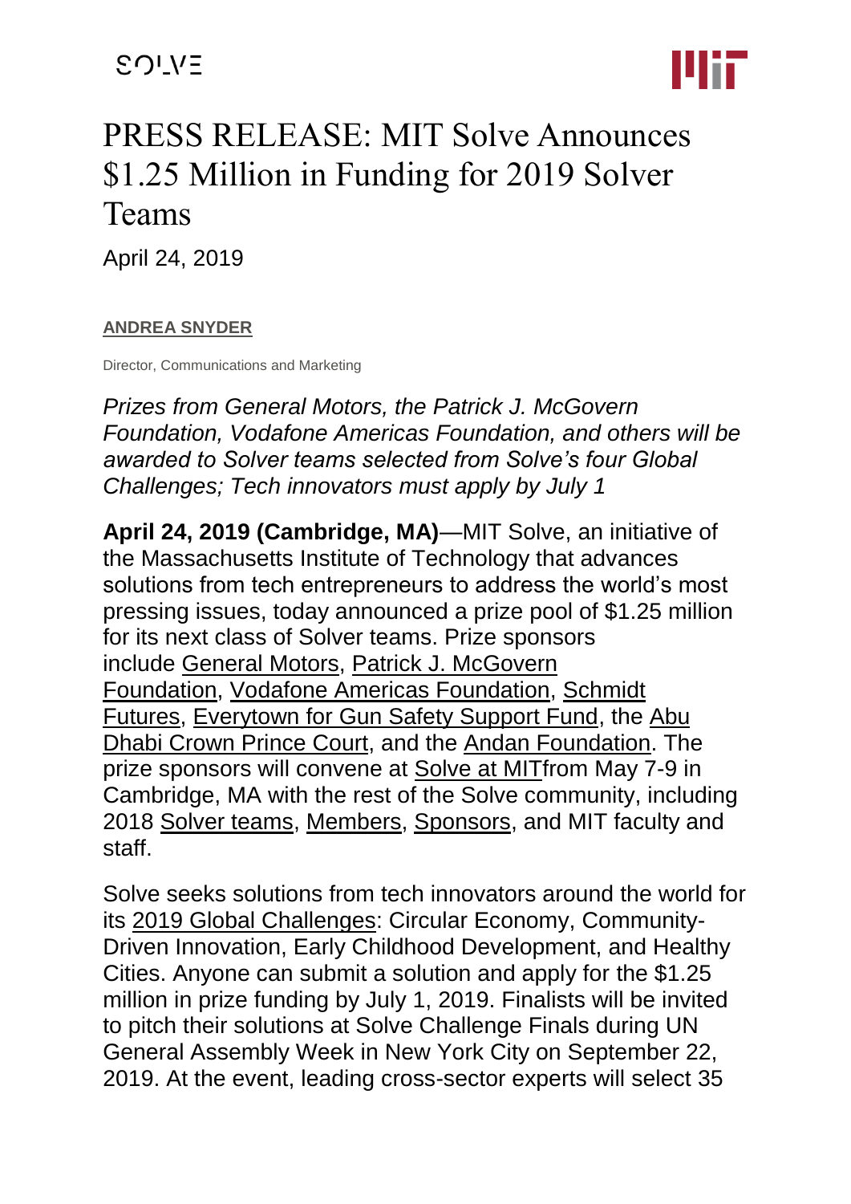# PRESS RELEASE: MIT Solve Announces $1.25 Million in Funding for 2019 Solver Teams

April 24, 2019

**ANDREA SNYDER**

Director, Communications and Marketing

*Prizes from General Motors, the Patrick J. McGovern Foundation, Vodafone Americas Foundation, and others will be awarded to Solver teams selected from Solve's four Global Challenges; Tech innovators must apply by July 1*

**April 24, 2019 (Cambridge, MA)**—MIT Solve, an initiative of the Massachusetts Institute of Technology that advances solutions from tech entrepreneurs to address the world's most pressing issues, today announced a prize pool of $1.25 million for its next class of Solver teams. Prize sponsors include General Motors, Patrick J. McGovern Foundation, Vodafone Americas Foundation, Schmidt Futures, Everytown for Gun Safety Support Fund, the Abu Dhabi Crown Prince Court, and the Andan Foundation. The prize sponsors will convene at Solve at MITfrom May 7-9 in Cambridge, MA with the rest of the Solve community, including 2018 Solver teams, Members, Sponsors, and MIT faculty and staff.

Solve seeks solutions from tech innovators around the world for its 2019 Global Challenges: Circular Economy, Community-Driven Innovation, Early Childhood Development, and Healthy Cities. Anyone can submit a solution and apply for the $1.25 million in prize funding by July 1, 2019. Finalists will be invited to pitch their solutions at Solve Challenge Finals during UN General Assembly Week in New York City on September 22, 2019. At the event, leading cross-sector experts will select 35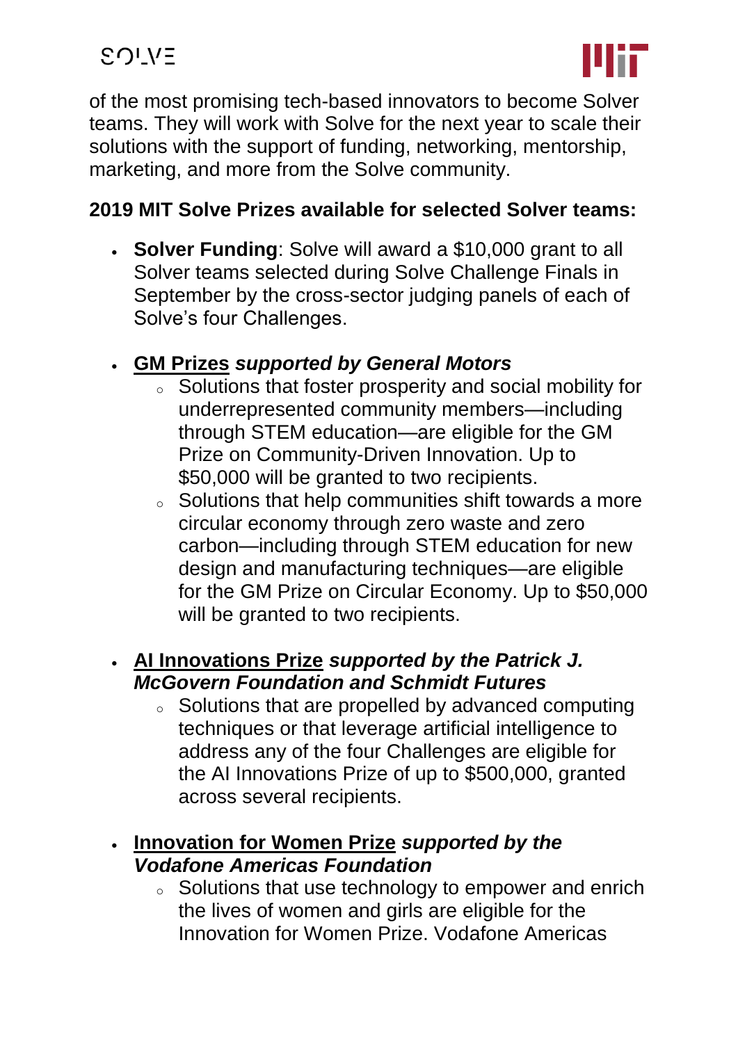of the most promising tech-based innovators to become Solver teams. They will work with Solve for the next year to scale their solutions with the support of funding, networking, mentorship, marketing, and more from the Solve community.

**2019 MIT Solve Prizes available for selected Solver teams:**

- **Solver Funding**: Solve will award a $10,000 grant to all Solver teams selected during Solve Challenge Finals in September by the cross-sector judging panels of each of Solve's four Challenges.

- **GM Prizes** ***supported by General Motors***
  - Solutions that foster prosperity and social mobility for underrepresented community members—including through STEM education—are eligible for the GM Prize on Community-Driven Innovation. Up to $50,000 will be granted to two recipients.
  - Solutions that help communities shift towards a more circular economy through zero waste and zero carbon—including through STEM education for new design and manufacturing techniques—are eligible for the GM Prize on Circular Economy. Up to $50,000 will be granted to two recipients.

- **AI Innovations Prize** ***supported by the Patrick J. McGovern Foundation and Schmidt Futures***
  - Solutions that are propelled by advanced computing techniques or that leverage artificial intelligence to address any of the four Challenges are eligible for the AI Innovations Prize of up to $500,000, granted across several recipients.

- **Innovation for Women Prize** ***supported by the Vodafone Americas Foundation***
  - Solutions that use technology to empower and enrich the lives of women and girls are eligible for the Innovation for Women Prize. Vodafone Americas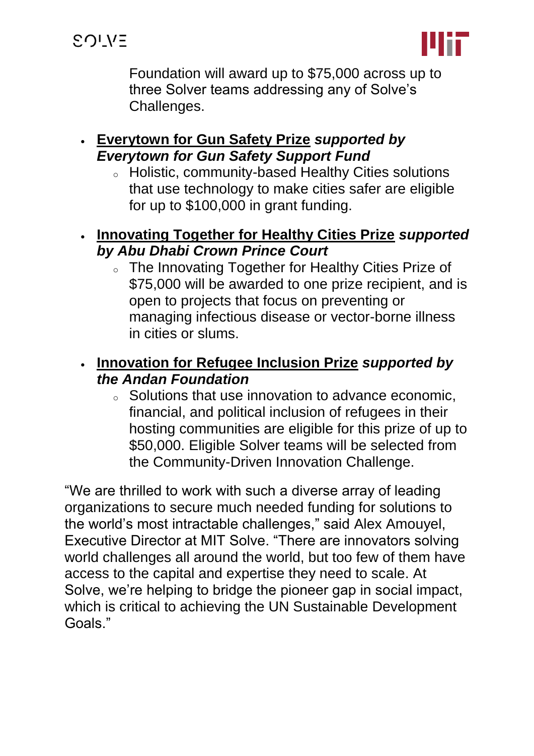- Foundation will award up to $75,000 across up to three Solver teams addressing any of Solve's Challenges.

- **Everytown for Gun Safety Prize** ***supported by Everytown for Gun Safety Support Fund***
   - Holistic, community-based Healthy Cities solutions that use technology to make cities safer are eligible for up to $100,000 in grant funding.

- **Innovating Together for Healthy Cities Prize** ***supported by Abu Dhabi Crown Prince Court***
   - The Innovating Together for Healthy Cities Prize of $75,000 will be awarded to one prize recipient, and is open to projects that focus on preventing or managing infectious disease or vector-borne illness in cities or slums.

- **Innovation for Refugee Inclusion Prize** ***supported by the Andan Foundation***
   - Solutions that use innovation to advance economic, financial, and political inclusion of refugees in their hosting communities are eligible for this prize of up to $50,000. Eligible Solver teams will be selected from the Community-Driven Innovation Challenge.

"We are thrilled to work with such a diverse array of leading organizations to secure much needed funding for solutions to the world's most intractable challenges," said Alex Amouyel, Executive Director at MIT Solve. "There are innovators solving world challenges all around the world, but too few of them have access to the capital and expertise they need to scale. At Solve, we're helping to bridge the pioneer gap in social impact, which is critical to achieving the UN Sustainable Development Goals."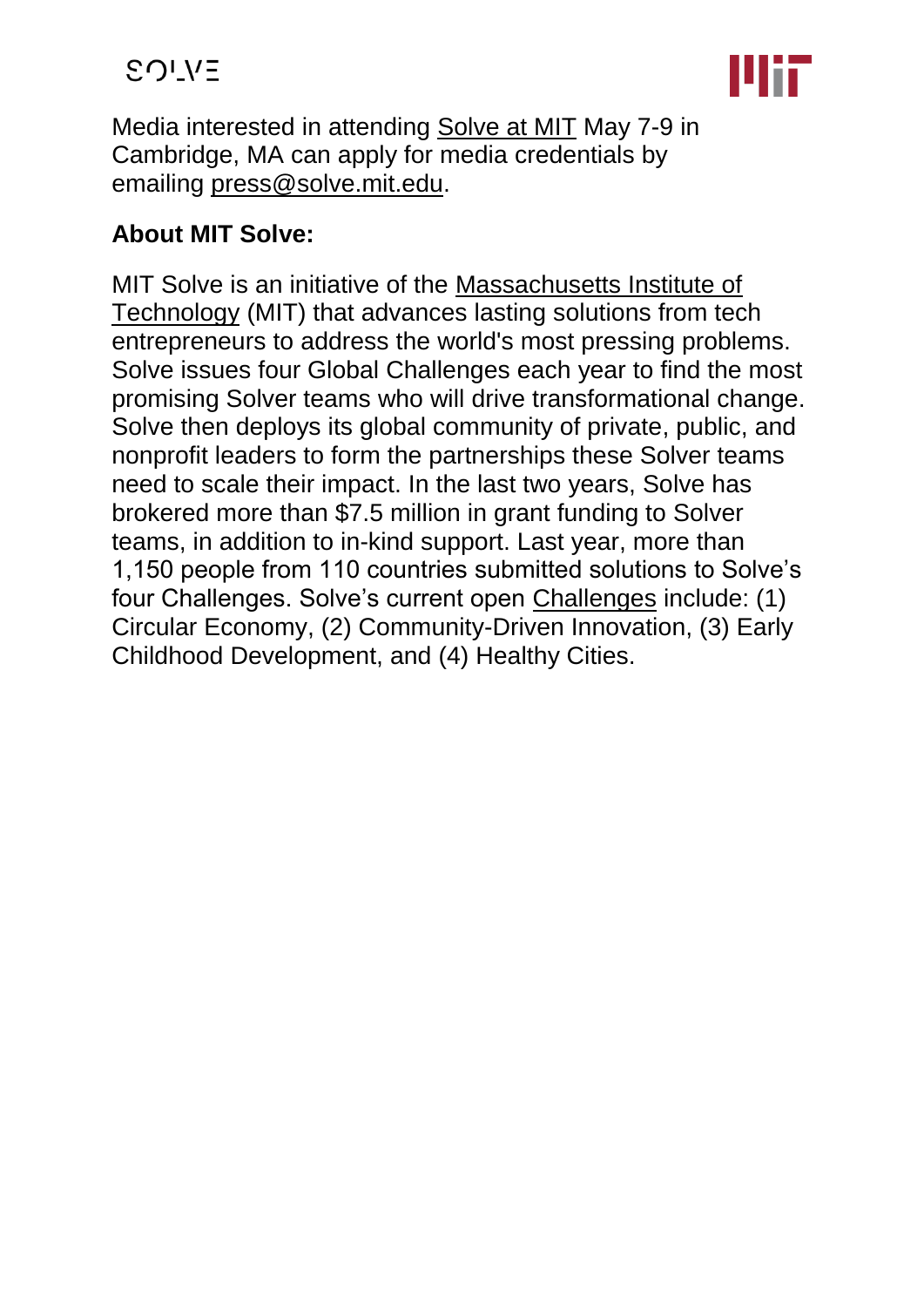Media interested in attending Solve at MIT May 7-9 in Cambridge, MA can apply for media credentials by emailing press@solve.mit.edu.

**About MIT Solve:**

MIT Solve is an initiative of the Massachusetts Institute of Technology (MIT) that advances lasting solutions from tech entrepreneurs to address the world's most pressing problems. Solve issues four Global Challenges each year to find the most promising Solver teams who will drive transformational change. Solve then deploys its global community of private, public, and nonprofit leaders to form the partnerships these Solver teams need to scale their impact. In the last two years, Solve has brokered more than $7.5 million in grant funding to Solver teams, in addition to in-kind support. Last year, more than 1,150 people from 110 countries submitted solutions to Solve's four Challenges. Solve's current open Challenges include: (1) Circular Economy, (2) Community-Driven Innovation, (3) Early Childhood Development, and (4) Healthy Cities.